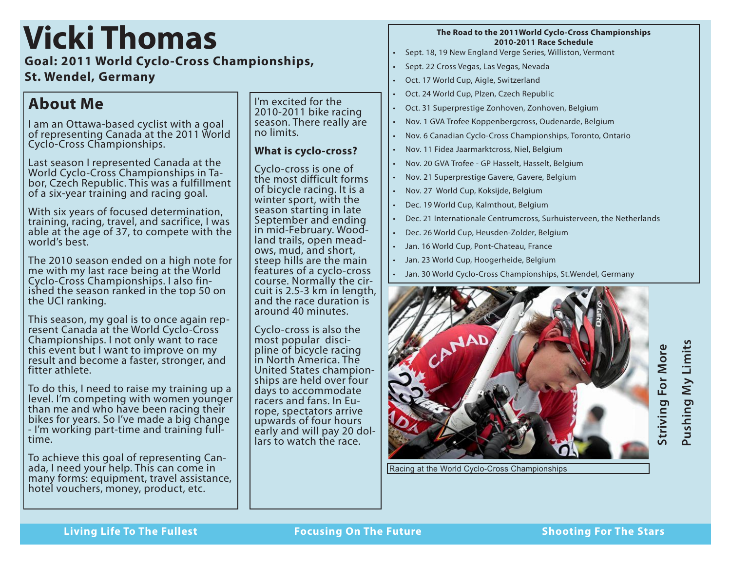# Vicki Thomas

**Goal: 2011 World Cyclo-Cross Championships, St. Wendel, Germany**

## About Me

I am an Ottawa-based cyclist with a goal of representing Canada at the 2011 World Cyclo-Cross Championships.

Last season I represented Canada at the World Cyclo-Cross Championships in Tabor, Czech Republic. This was a fulfillment of a six-year training and racing goal.

With six years of focused determination, training, racing, travel, and sacrifice, I was able at the age of 37, to compete with the world's best.

The 2010 season ended on a high note for me with my last race being at the World Cyclo-Cross Championships. I also finished the season ranked in the top 50 on the UCI ranking.

This season, my goal is to once again represent Canada at the World Cyclo-Cross Championships. I not only want to race this event but I want to improve on my result and become a faster, stronger, and fitter athlete.

To do this, I need to raise my training up a level. I'm competing with women younger than me and who have been racing their bikes for years. So I've made a big change - I'm working part-time and training full-time.

To achieve this goal of representing Canada, I need your help. This can come in many forms: equipment, travel assistance, hotel vouchers, money, product, etc.

I'm excited for the 2010-2011 bike racing season. There really are no limits.

### What is cyclo-cross?

Cyclo-cross is one of the most difficult forms of bicycle racing. It is a winter sport, with the season starting in late September and ending in mid-February. Woodland trails, open meadows, mud, and short, steep hills are the main features of a cyclo-cross course. Normally the circuit is 2.5-3 km in length, and the race duration is around 40 minutes.

Cyclo-cross is also the most popular discipline of bicycle racing in North America. The United States championships are held over four days to accommodate racers and fans. In Europe, spectators arrive upwards of four hours early and will pay 20 dollars to watch the race.

**The Road to the 2011World Cyclo-Cross Championships**
**2010-2011 Race Schedule**

- Sept. 18, 19 New England Verge Series, Williston, Vermont
- Sept. 22 Cross Vegas, Las Vegas, Nevada
- Oct. 17 World Cup, Aigle, Switzerland
- Oct. 24 World Cup, Plzen, Czech Republic
- Oct. 31 Superprestige Zonhoven, Zonhoven, Belgium
- Nov. 1 GVA Trofee Koppenbergcross, Oudenarde, Belgium
- Nov. 6 Canadian Cyclo-Cross Championships, Toronto, Ontario
- Nov. 11 Fidea Jaarmarktcross, Niel, Belgium
- Nov. 20 GVA Trofee - GP Hasselt, Hasselt, Belgium
- Nov. 21 Superprestige Gavere, Gavere, Belgium
- Nov. 27 World Cup, Koksijde, Belgium
- Dec. 19 World Cup, Kalmthout, Belgium
- Dec. 21 Internationale Centrumcross, Surhuisterveen, the Netherlands
- Dec. 26 World Cup, Heusden-Zolder, Belgium
- Jan. 16 World Cup, Pont-Chateau, France
- Jan. 23 World Cup, Hoogerheide, Belgium
- Jan. 30 World Cyclo-Cross Championships, St.Wendel, Germany

Racing at the World Cyclo-Cross Championships

**Striving For More**

**Pushing My Limits**

**Living Life To The Fullest** | **Focusing On The Future** | **Shooting For The Stars**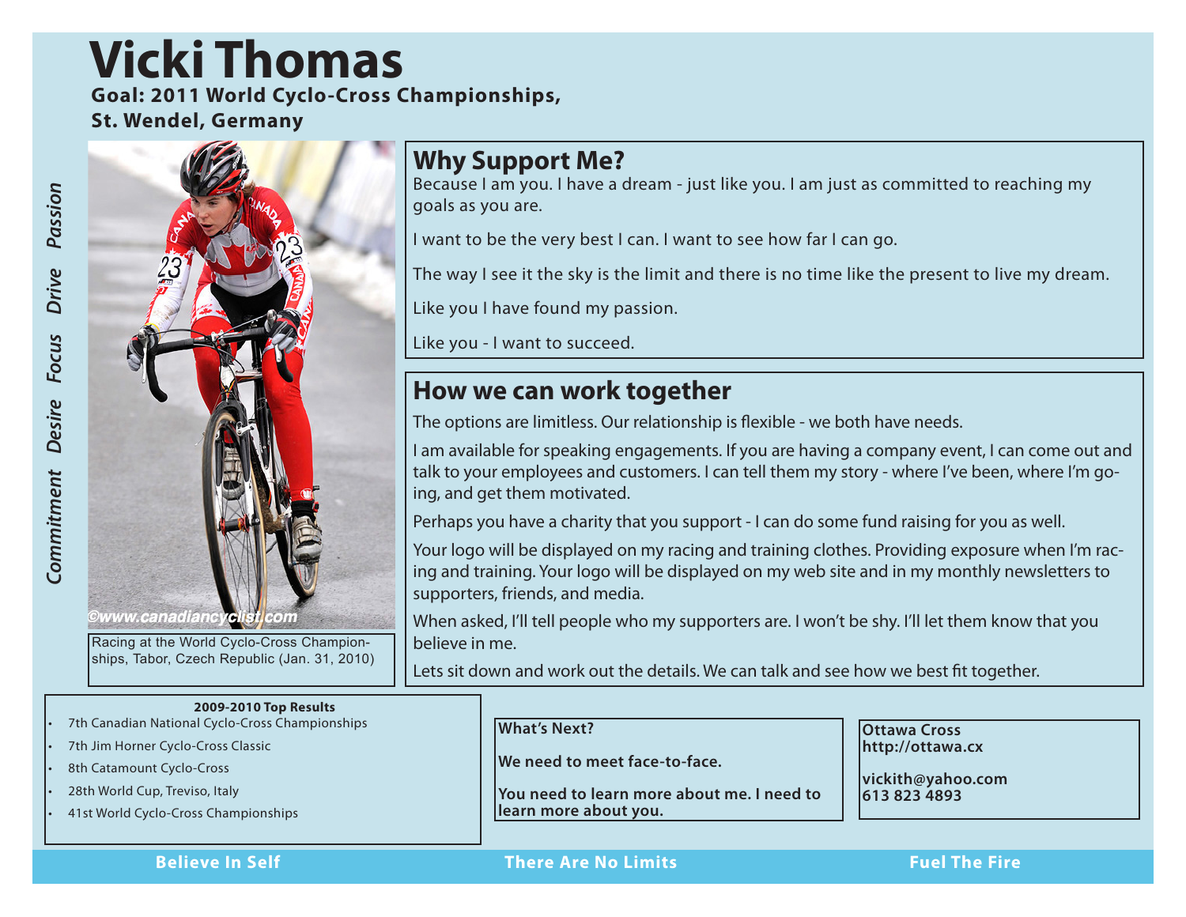# Vicki Thomas

**Goal: 2011 World Cyclo-Cross Championships, St. Wendel, Germany**

*Passion Drive Focus Desire Commitment*

Racing at the World Cyclo-Cross Championships, Tabor, Czech Republic (Jan. 31, 2010)

©www.canadiancyclist.com

## Why Support Me?

Because I am you. I have a dream - just like you. I am just as committed to reaching my goals as you are.

I want to be the very best I can. I want to see how far I can go.

The way I see it the sky is the limit and there is no time like the present to live my dream.

Like you I have found my passion.

Like you - I want to succeed.

## How we can work together

The options are limitless. Our relationship is flexible - we both have needs.

I am available for speaking engagements. If you are having a company event, I can come out and talk to your employees and customers. I can tell them my story - where I've been, where I'm going, and get them motivated.

Perhaps you have a charity that you support - I can do some fund raising for you as well.

Your logo will be displayed on my racing and training clothes. Providing exposure when I'm racing and training. Your logo will be displayed on my web site and in my monthly newsletters to supporters, friends, and media.

When asked, I'll tell people who my supporters are. I won't be shy. I'll let them know that you believe in me.

Lets sit down and work out the details. We can talk and see how we best fit together.

**2009-2010 Top Results**

- 7th Canadian National Cyclo-Cross Championships
- 7th Jim Horner Cyclo-Cross Classic
- 8th Catamount Cyclo-Cross
- 28th World Cup, Treviso, Italy
- 41st World Cyclo-Cross Championships

**What's Next?**

**We need to meet face-to-face.**

**You need to learn more about me. I need to learn more about you.**

**Ottawa Cross**
**http://ottawa.cx**

**vickith@yahoo.com**
**613 823 4893**

**Believe In Self** **There Are No Limits** **Fuel The Fire**